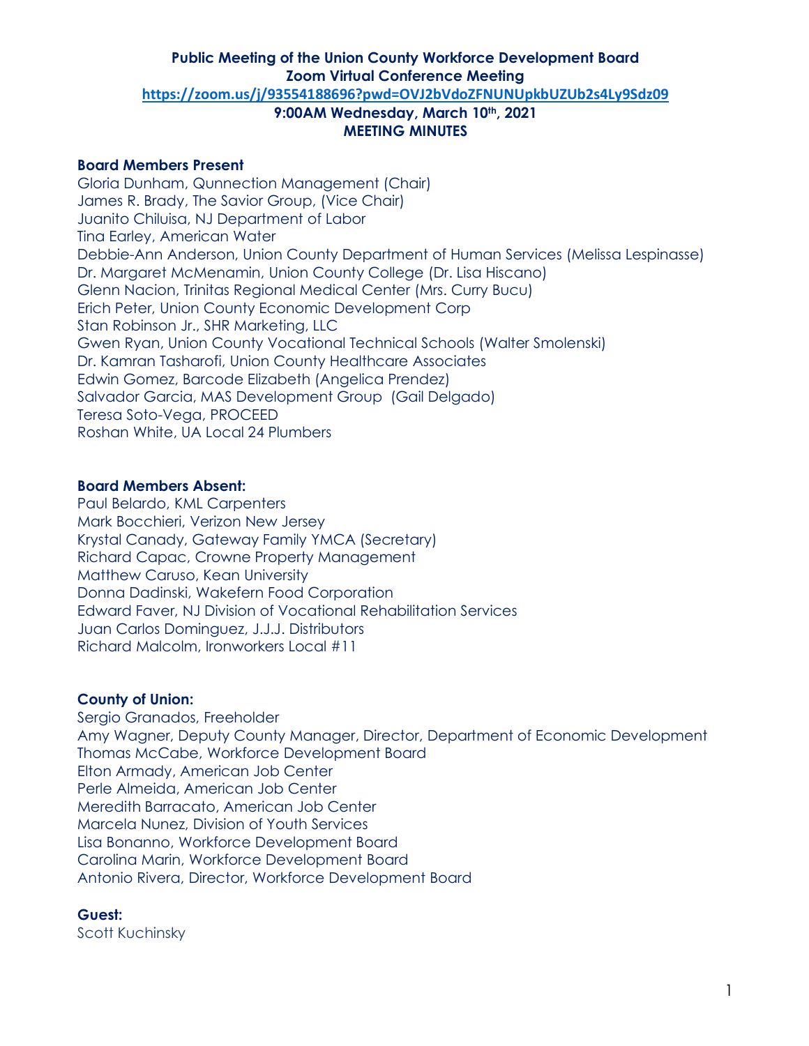# Public Meeting of the Union County Workforce Development Board
## Zoom Virtual Conference Meeting

https://zoom.us/j/93554188696?pwd=OVJ2bVdoZFNUNUpkbUZUb2s4Ly9Sdz09

**9:00AM Wednesday, March 10th, 2021**

**MEETING MINUTES**

**Board Members Present**

Gloria Dunham, Qunnection Management (Chair)
James R. Brady, The Savior Group, (Vice Chair)
Juanito Chiluisa, NJ Department of Labor
Tina Earley, American Water
Debbie-Ann Anderson, Union County Department of Human Services (Melissa Lespinasse)
Dr. Margaret McMenamin, Union County College (Dr. Lisa Hiscano)
Glenn Nacion, Trinitas Regional Medical Center (Mrs. Curry Bucu)
Erich Peter, Union County Economic Development Corp
Stan Robinson Jr., SHR Marketing, LLC
Gwen Ryan, Union County Vocational Technical Schools (Walter Smolenski)
Dr. Kamran Tasharofi, Union County Healthcare Associates
Edwin Gomez, Barcode Elizabeth (Angelica Prendez)
Salvador Garcia, MAS Development Group (Gail Delgado)
Teresa Soto-Vega, PROCEED
Roshan White, UA Local 24 Plumbers

**Board Members Absent:**

Paul Belardo, KML Carpenters
Mark Bocchieri, Verizon New Jersey
Krystal Canady, Gateway Family YMCA (Secretary)
Richard Capac, Crowne Property Management
Matthew Caruso, Kean University
Donna Dadinski, Wakefern Food Corporation
Edward Faver, NJ Division of Vocational Rehabilitation Services
Juan Carlos Dominguez, J.J.J. Distributors
Richard Malcolm, Ironworkers Local #11

**County of Union:**

Sergio Granados, Freeholder
Amy Wagner, Deputy County Manager, Director, Department of Economic Development
Thomas McCabe, Workforce Development Board
Elton Armady, American Job Center
Perle Almeida, American Job Center
Meredith Barracato, American Job Center
Marcela Nunez, Division of Youth Services
Lisa Bonanno, Workforce Development Board
Carolina Marin, Workforce Development Board
Antonio Rivera, Director, Workforce Development Board

**Guest:**

Scott Kuchinsky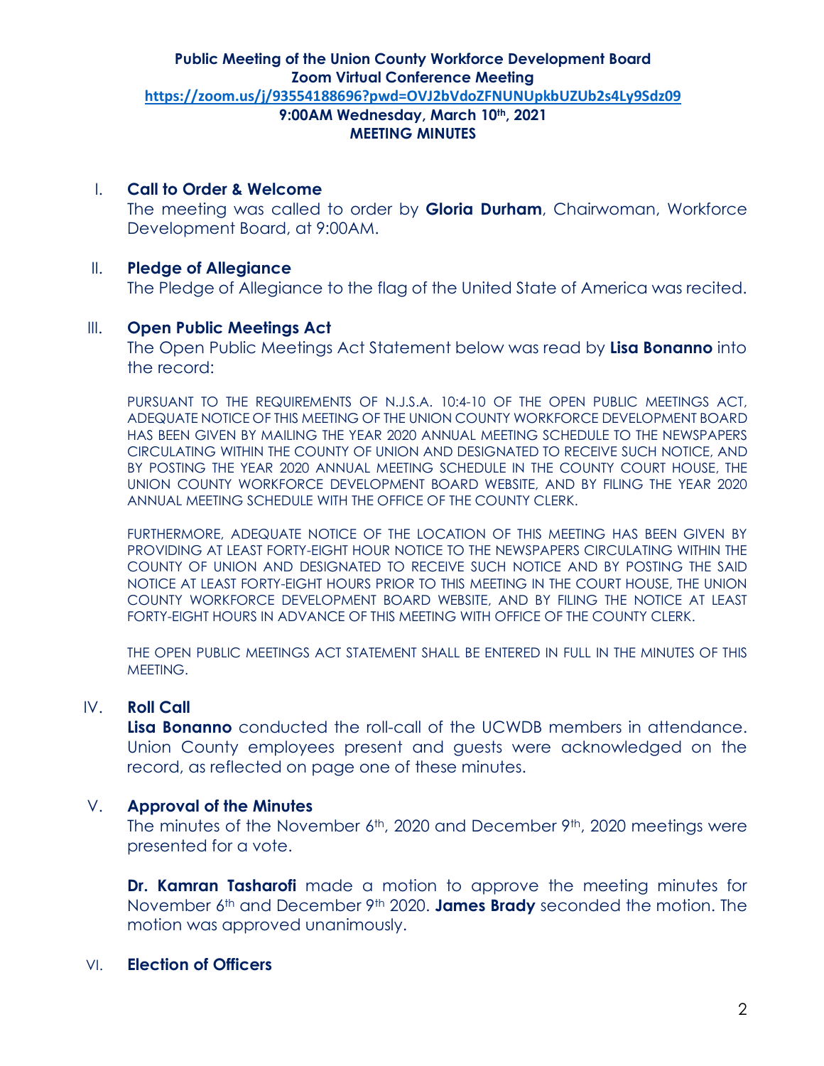**Public Meeting of the Union County Workforce Development Board**
**Zoom Virtual Conference Meeting**
**https://zoom.us/j/93554188696?pwd=OVJ2bVdoZFNUNUpkbUZUb2s4Ly9Sdz09**
**9:00AM Wednesday, March 10th, 2021**
**MEETING MINUTES**

## I. Call to Order & Welcome

The meeting was called to order by **Gloria Durham**, Chairwoman, Workforce Development Board, at 9:00AM.

## II. Pledge of Allegiance

The Pledge of Allegiance to the flag of the United State of America was recited.

## III. Open Public Meetings Act

The Open Public Meetings Act Statement below was read by **Lisa Bonanno** into the record:

PURSUANT TO THE REQUIREMENTS OF N.J.S.A. 10:4-10 OF THE OPEN PUBLIC MEETINGS ACT, ADEQUATE NOTICE OF THIS MEETING OF THE UNION COUNTY WORKFORCE DEVELOPMENT BOARD HAS BEEN GIVEN BY MAILING THE YEAR 2020 ANNUAL MEETING SCHEDULE TO THE NEWSPAPERS CIRCULATING WITHIN THE COUNTY OF UNION AND DESIGNATED TO RECEIVE SUCH NOTICE, AND BY POSTING THE YEAR 2020 ANNUAL MEETING SCHEDULE IN THE COUNTY COURT HOUSE, THE UNION COUNTY WORKFORCE DEVELOPMENT BOARD WEBSITE, AND BY FILING THE YEAR 2020 ANNUAL MEETING SCHEDULE WITH THE OFFICE OF THE COUNTY CLERK.

FURTHERMORE, ADEQUATE NOTICE OF THE LOCATION OF THIS MEETING HAS BEEN GIVEN BY PROVIDING AT LEAST FORTY-EIGHT HOUR NOTICE TO THE NEWSPAPERS CIRCULATING WITHIN THE COUNTY OF UNION AND DESIGNATED TO RECEIVE SUCH NOTICE AND BY POSTING THE SAID NOTICE AT LEAST FORTY-EIGHT HOURS PRIOR TO THIS MEETING IN THE COURT HOUSE, THE UNION COUNTY WORKFORCE DEVELOPMENT BOARD WEBSITE, AND BY FILING THE NOTICE AT LEAST FORTY-EIGHT HOURS IN ADVANCE OF THIS MEETING WITH OFFICE OF THE COUNTY CLERK.

THE OPEN PUBLIC MEETINGS ACT STATEMENT SHALL BE ENTERED IN FULL IN THE MINUTES OF THIS MEETING.

## IV. Roll Call

**Lisa Bonanno** conducted the roll-call of the UCWDB members in attendance. Union County employees present and guests were acknowledged on the record, as reflected on page one of these minutes.

## V. Approval of the Minutes

The minutes of the November 6th, 2020 and December 9th, 2020 meetings were presented for a vote.

**Dr. Kamran Tasharofi** made a motion to approve the meeting minutes for November 6th and December 9th 2020. **James Brady** seconded the motion. The motion was approved unanimously.

## VI. Election of Officers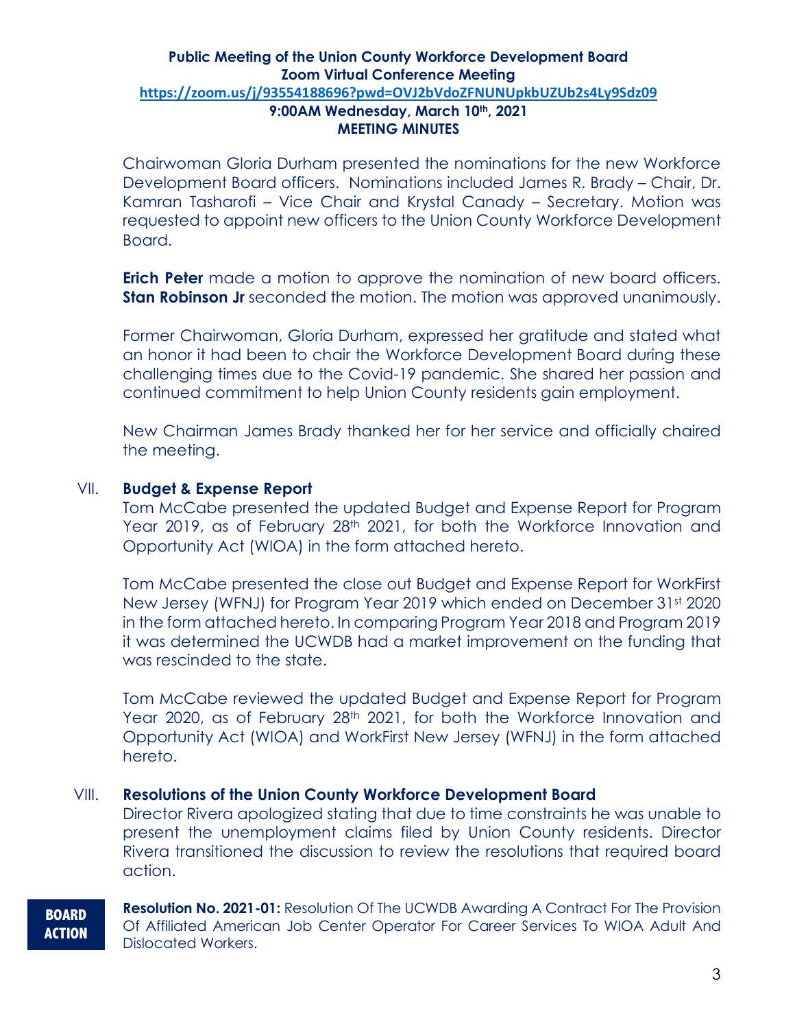Chairwoman Gloria Durham presented the nominations for the new Workforce Development Board officers. Nominations included James R. Brady – Chair, Dr. Kamran Tasharofi – Vice Chair and Krystal Canady – Secretary. Motion was requested to appoint new officers to the Union County Workforce Development Board.

**Erich Peter** made a motion to approve the nomination of new board officers. **Stan Robinson Jr** seconded the motion. The motion was approved unanimously.

Former Chairwoman, Gloria Durham, expressed her gratitude and stated what an honor it had been to chair the Workforce Development Board during these challenging times due to the Covid-19 pandemic. She shared her passion and continued commitment to help Union County residents gain employment.

New Chairman James Brady thanked her for her service and officially chaired the meeting.

## VII. Budget & Expense Report

Tom McCabe presented the updated Budget and Expense Report for Program Year 2019, as of February 28th 2021, for both the Workforce Innovation and Opportunity Act (WIOA) in the form attached hereto.

Tom McCabe presented the close out Budget and Expense Report for WorkFirst New Jersey (WFNJ) for Program Year 2019 which ended on December 31st 2020 in the form attached hereto. In comparing Program Year 2018 and Program 2019 it was determined the UCWDB had a market improvement on the funding that was rescinded to the state.

Tom McCabe reviewed the updated Budget and Expense Report for Program Year 2020, as of February 28th 2021, for both the Workforce Innovation and Opportunity Act (WIOA) and WorkFirst New Jersey (WFNJ) in the form attached hereto.

## VIII. Resolutions of the Union County Workforce Development Board

Director Rivera apologized stating that due to time constraints he was unable to present the unemployment claims filed by Union County residents. Director Rivera transitioned the discussion to review the resolutions that required board action.

**BOARD ACTION**

**Resolution No. 2021-01:** Resolution Of The UCWDB Awarding A Contract For The Provision Of Affiliated American Job Center Operator For Career Services To WIOA Adult And Dislocated Workers.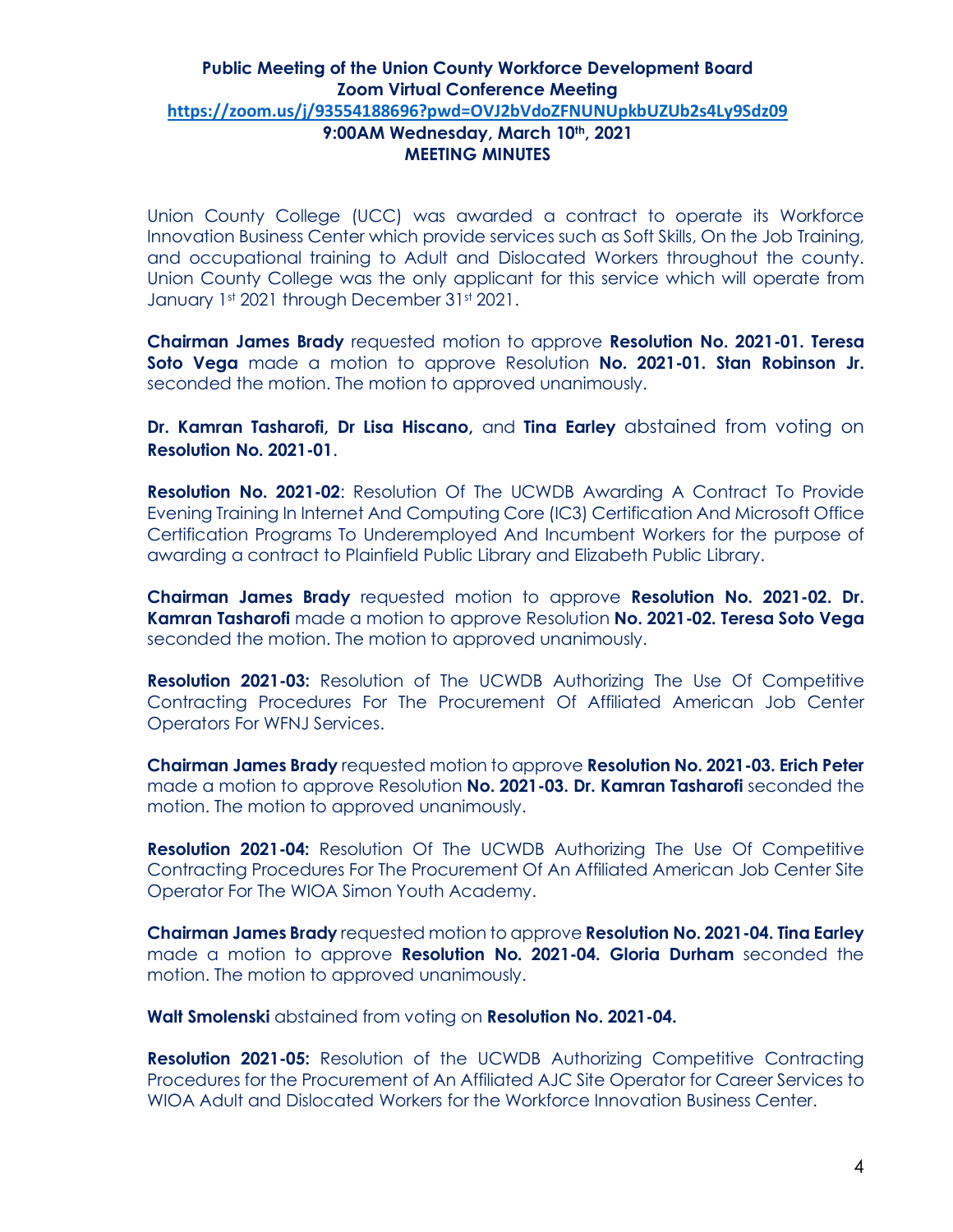**Public Meeting of the Union County Workforce Development Board**
**Zoom Virtual Conference Meeting**
**https://zoom.us/j/93554188696?pwd=OVJ2bVdoZFNUNUpkbUZUb2s4Ly9Sdz09**
**9:00AM Wednesday, March 10th, 2021**
**MEETING MINUTES**

Union County College (UCC) was awarded a contract to operate its Workforce Innovation Business Center which provide services such as Soft Skills, On the Job Training, and occupational training to Adult and Dislocated Workers throughout the county. Union County College was the only applicant for this service which will operate from January 1st 2021 through December 31st 2021.

**Chairman James Brady** requested motion to approve **Resolution No. 2021-01. Teresa Soto Vega** made a motion to approve Resolution **No. 2021-01. Stan Robinson Jr.** seconded the motion. The motion to approved unanimously.

**Dr. Kamran Tasharofi, Dr Lisa Hiscano,** and **Tina Earley** abstained from voting on **Resolution No. 2021-01**.

**Resolution No. 2021-02**: Resolution Of The UCWDB Awarding A Contract To Provide Evening Training In Internet And Computing Core (IC3) Certification And Microsoft Office Certification Programs To Underemployed And Incumbent Workers for the purpose of awarding a contract to Plainfield Public Library and Elizabeth Public Library.

**Chairman James Brady** requested motion to approve **Resolution No. 2021-02. Dr. Kamran Tasharofi** made a motion to approve Resolution **No. 2021-02. Teresa Soto Vega** seconded the motion. The motion to approved unanimously.

**Resolution 2021-03:** Resolution of The UCWDB Authorizing The Use Of Competitive Contracting Procedures For The Procurement Of Affiliated American Job Center Operators For WFNJ Services.

**Chairman James Brady** requested motion to approve **Resolution No. 2021-03. Erich Peter** made a motion to approve Resolution **No. 2021-03. Dr. Kamran Tasharofi** seconded the motion. The motion to approved unanimously.

**Resolution 2021-04:** Resolution Of The UCWDB Authorizing The Use Of Competitive Contracting Procedures For The Procurement Of An Affiliated American Job Center Site Operator For The WIOA Simon Youth Academy.

**Chairman James Brady** requested motion to approve **Resolution No. 2021-04. Tina Earley** made a motion to approve **Resolution No. 2021-04. Gloria Durham** seconded the motion. The motion to approved unanimously.

**Walt Smolenski** abstained from voting on **Resolution No. 2021-04.**

**Resolution 2021-05:** Resolution of the UCWDB Authorizing Competitive Contracting Procedures for the Procurement of An Affiliated AJC Site Operator for Career Services to WIOA Adult and Dislocated Workers for the Workforce Innovation Business Center.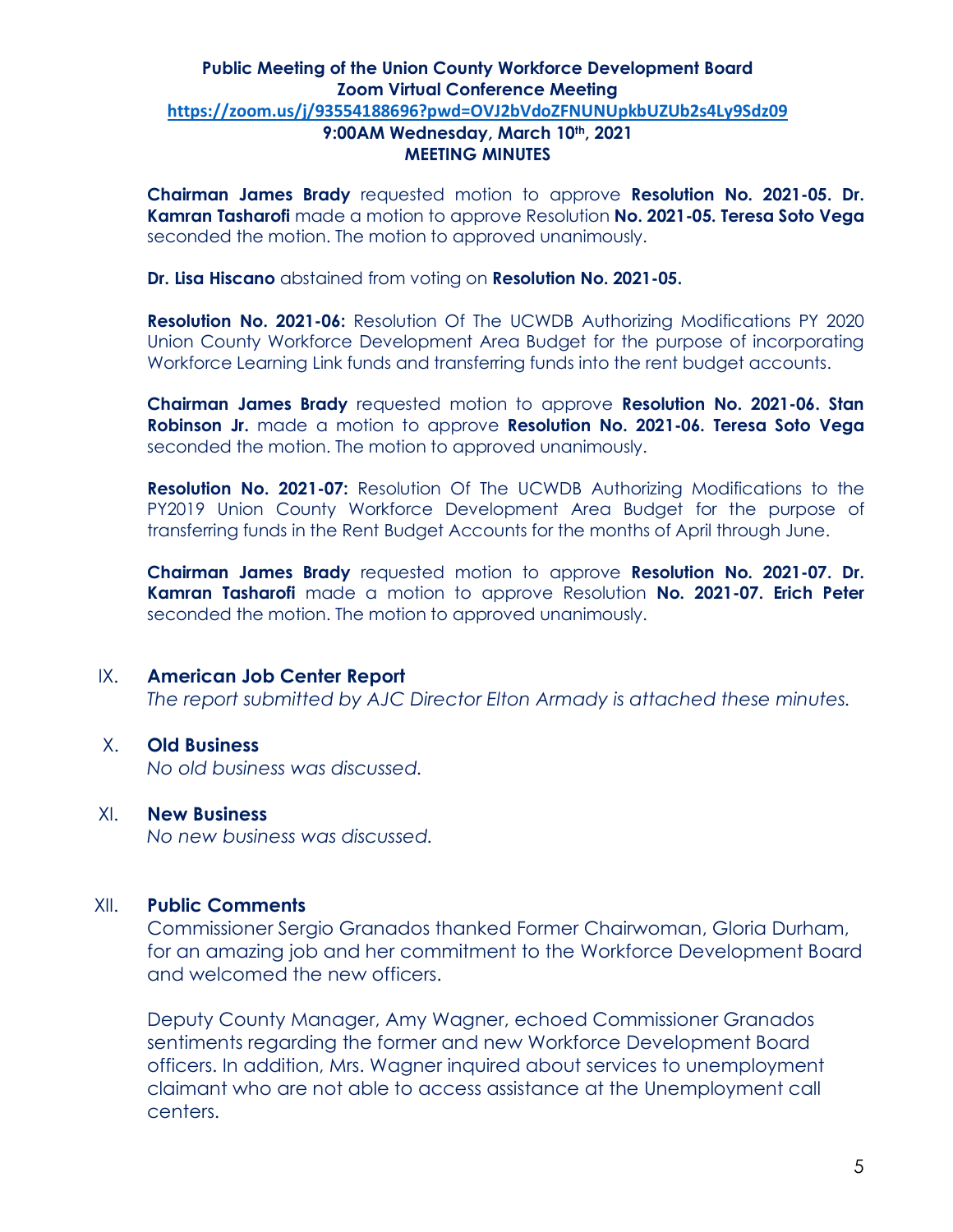**Public Meeting of the Union County Workforce Development Board**
**Zoom Virtual Conference Meeting**
**https://zoom.us/j/93554188696?pwd=OVJ2bVdoZFNUNUpkbUZUb2s4Ly9Sdz09**
**9:00AM Wednesday, March 10th, 2021**
**MEETING MINUTES**

**Chairman James Brady** requested motion to approve **Resolution No. 2021-05. Dr. Kamran Tasharofi** made a motion to approve Resolution **No. 2021-05. Teresa Soto Vega** seconded the motion. The motion to approved unanimously.

**Dr. Lisa Hiscano** abstained from voting on **Resolution No. 2021-05.**

**Resolution No. 2021-06:** Resolution Of The UCWDB Authorizing Modifications PY 2020 Union County Workforce Development Area Budget for the purpose of incorporating Workforce Learning Link funds and transferring funds into the rent budget accounts.

**Chairman James Brady** requested motion to approve **Resolution No. 2021-06. Stan Robinson Jr.** made a motion to approve **Resolution No. 2021-06. Teresa Soto Vega** seconded the motion. The motion to approved unanimously.

**Resolution No. 2021-07:** Resolution Of The UCWDB Authorizing Modifications to the PY2019 Union County Workforce Development Area Budget for the purpose of transferring funds in the Rent Budget Accounts for the months of April through June.

**Chairman James Brady** requested motion to approve **Resolution No. 2021-07. Dr. Kamran Tasharofi** made a motion to approve Resolution **No. 2021-07. Erich Peter** seconded the motion. The motion to approved unanimously.

## IX. American Job Center Report

*The report submitted by AJC Director Elton Armady is attached these minutes.*

## X. Old Business

*No old business was discussed.*

## XI. New Business

*No new business was discussed.*

## XII. Public Comments

Commissioner Sergio Granados thanked Former Chairwoman, Gloria Durham, for an amazing job and her commitment to the Workforce Development Board and welcomed the new officers.

Deputy County Manager, Amy Wagner, echoed Commissioner Granados sentiments regarding the former and new Workforce Development Board officers. In addition, Mrs. Wagner inquired about services to unemployment claimant who are not able to access assistance at the Unemployment call centers.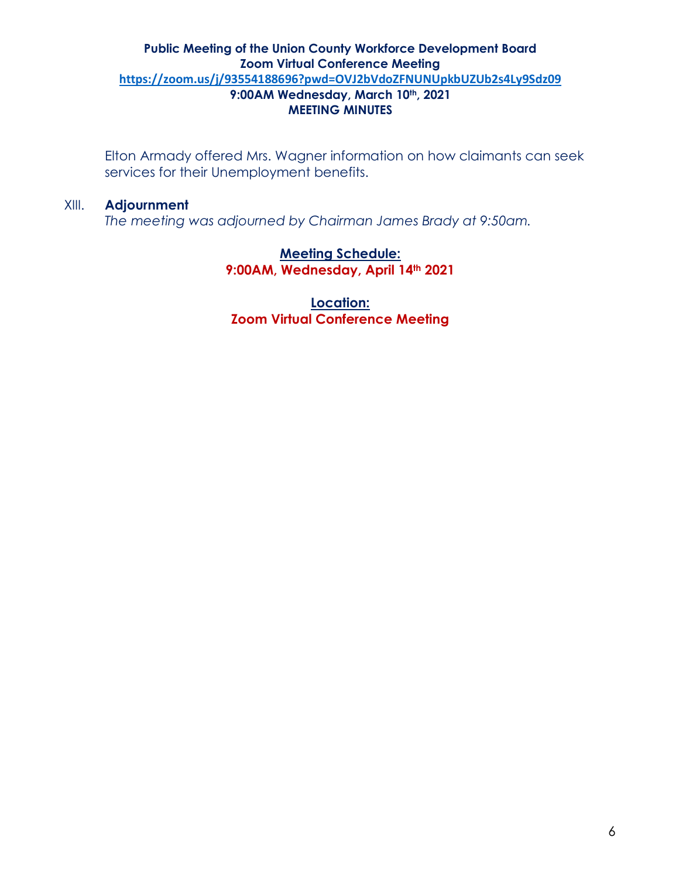**Public Meeting of the Union County Workforce Development Board**
**Zoom Virtual Conference Meeting**
**https://zoom.us/j/93554188696?pwd=OVJ2bVdoZFNUNUpkbUZUb2s4Ly9Sdz09**
**9:00AM Wednesday, March 10th, 2021**
**MEETING MINUTES**

Elton Armady offered Mrs. Wagner information on how claimants can seek services for their Unemployment benefits.

## XIII. Adjournment

*The meeting was adjourned by Chairman James Brady at 9:50am.*

**Meeting Schedule:**
**9:00AM, Wednesday, April 14th 2021**

**Location:**
**Zoom Virtual Conference Meeting**